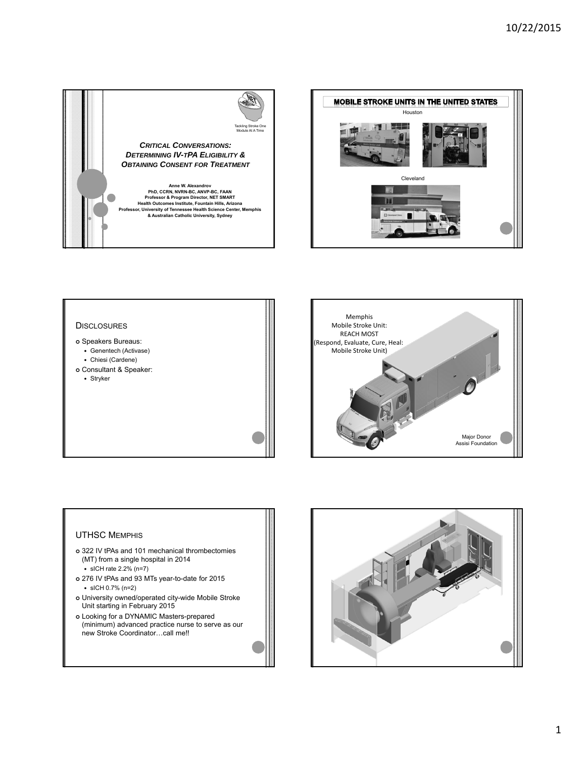Tackling Stroke One Module At A Time

## *Critical Conversations: Determining IV-tPA Eligibility & Obtaining Consent for Treatment*

**Anne W. Alexandrov**
**PhD, CCRN, NVRN-BC, ANVP-BC, FAAN**
**Professor & Program Director, NET SMART**
**Health Outcomes Institute, Fountain Hills, Arizona**
**Professor, University of Tennessee Health Science Center, Memphis**
**& Australian Catholic University, Sydney**

## Mobile Stroke Units in the United States

Houston

Cleveland

## Disclosures

- Speakers Bureaus:
  - Genentech (Activase)
  - Chiesi (Cardene)
- Consultant & Speaker:
  - Stryker

Memphis
Mobile Stroke Unit:
REACH MOST
(Respond, Evaluate, Cure, Heal:
Mobile Stroke Unit)

Major Donor
Assisi Foundation

## UTHSC Memphis

- 322 IV tPAs and 101 mechanical thrombectomies (MT) from a single hospital in 2014
  - sICH rate 2.2% (n=7)
- 276 IV tPAs and 93 MTs year-to-date for 2015
  - sICH 0.7% (n=2)
- University owned/operated city-wide Mobile Stroke Unit starting in February 2015
- Looking for a DYNAMIC Masters-prepared (minimum) advanced practice nurse to serve as our new Stroke Coordinator…call me!!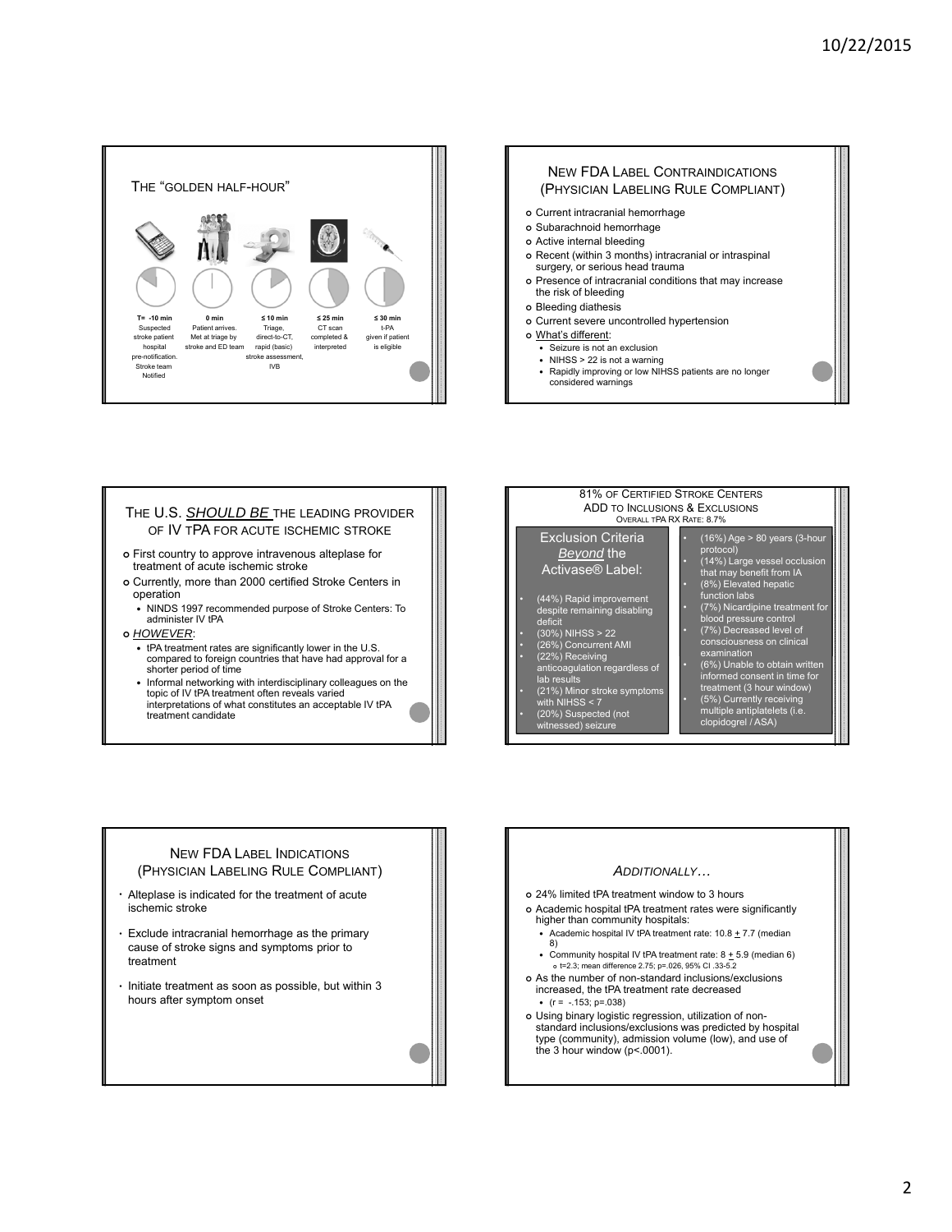## The "Golden Half-Hour"

| T= -10 min | 0 min | ≤ 10 min | ≤ 25 min | ≤ 30 min |
|---|---|---|---|---|
| Suspected stroke patient hospital pre-notification. Stroke team Notified | Patient arrives. Met at triage by stroke and ED team | Triage, direct-to-CT, rapid (basic) stroke assessment, IVB | CT scan completed & interpreted | t-PA given if patient is eligible |

## New FDA Label Contraindications (Physician Labeling Rule Compliant)

- Current intracranial hemorrhage
- Subarachnoid hemorrhage
- Active internal bleeding
- Recent (within 3 months) intracranial or intraspinal surgery, or serious head trauma
- Presence of intracranial conditions that may increase the risk of bleeding
- Bleeding diathesis
- Current severe uncontrolled hypertension
- What's different:
  - Seizure is not an exclusion
  - NIHSS > 22 is not a warning
  - Rapidly improving or low NIHSS patients are no longer considered warnings

## The U.S. *Should Be* the Leading Provider of IV tPA for Acute Ischemic Stroke

- First country to approve intravenous alteplase for treatment of acute ischemic stroke
- Currently, more than 2000 certified Stroke Centers in operation
  - NINDS 1997 recommended purpose of Stroke Centers: To administer IV tPA
- *HOWEVER*:
  - tPA treatment rates are significantly lower in the U.S. compared to foreign countries that have had approval for a shorter period of time
  - Informal networking with interdisciplinary colleagues on the topic of IV tPA treatment often reveals varied interpretations of what constitutes an acceptable IV tPA treatment candidate

## 81% of Certified Stroke Centers Add to Inclusions & Exclusions

Overall tPA Rx Rate: 8.7%

**Exclusion Criteria *Beyond* the Activase® Label:**

- (44%) Rapid improvement despite remaining disabling deficit
- (30%) NIHSS > 22
- (26%) Concurrent AMI
- (22%) Receiving anticoagulation regardless of lab results
- (21%) Minor stroke symptoms with NIHSS < 7
- (20%) Suspected (not witnessed) seizure
- (16%) Age > 80 years (3-hour protocol)
- (14%) Large vessel occlusion that may benefit from IA
- (8%) Elevated hepatic function labs
- (7%) Nicardipine treatment for blood pressure control
- (7%) Decreased level of consciousness on clinical examination
- (6%) Unable to obtain written informed consent in time for treatment (3 hour window)
- (5%) Currently receiving multiple antiplatelets (i.e. clopidogrel / ASA)

## New FDA Label Indications (Physician Labeling Rule Compliant)

- Alteplase is indicated for the treatment of acute ischemic stroke
- Exclude intracranial hemorrhage as the primary cause of stroke signs and symptoms prior to treatment
- Initiate treatment as soon as possible, but within 3 hours after symptom onset

## *Additionally…*

- 24% limited tPA treatment window to 3 hours
- Academic hospital tPA treatment rates were significantly higher than community hospitals:
  - Academic hospital IV tPA treatment rate: 10.8 $\pm$ 7.7 (median 8)
  - Community hospital IV tPA treatment rate: 8 $\pm$ 5.9 (median 6)
    - t=2.3; mean difference 2.75; p=.026, 95% CI .33-5.2
- As the number of non-standard inclusions/exclusions increased, the tPA treatment rate decreased
  - (r = -.153; p=.038)
- Using binary logistic regression, utilization of non-standard inclusions/exclusions was predicted by hospital type (community), admission volume (low), and use of the 3 hour window (p<.0001).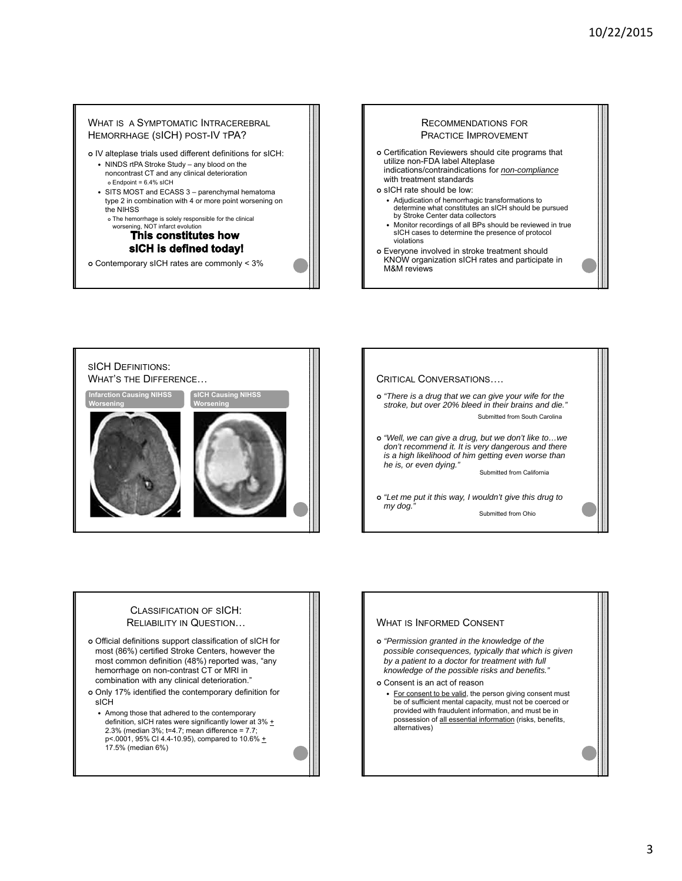## What is a Symptomatic Intracerebral Hemorrhage (sICH) post-IV tPA?

- IV alteplase trials used different definitions for sICH:
  - NINDS rtPA Stroke Study – any blood on the noncontrast CT and any clinical deterioration
    - Endpoint = 6.4% sICH
  - SITS MOST and ECASS 3 – parenchymal hematoma type 2 in combination with 4 or more point worsening on the NIHSS
    - The hemorrhage is solely responsible for the clinical worsening, NOT infarct evolution

**This constitutes how sICH is defined today!**

- Contemporary sICH rates are commonly < 3%

## Recommendations for Practice Improvement

- Certification Reviewers should cite programs that utilize non-FDA label Alteplase indications/contraindications for ***non-compliance*** with treatment standards
- sICH rate should be low:
  - Adjudication of hemorrhagic transformations to determine what constitutes an sICH should be pursued by Stroke Center data collectors
  - Monitor recordings of all BPs should be reviewed in true sICH cases to determine the presence of protocol violations
- Everyone involved in stroke treatment should KNOW organization sICH rates and participate in M&M reviews

## sICH Definitions: What's the Difference…

**Infarction Causing NIHSS Worsening**

**sICH Causing NIHSS Worsening**

## Critical Conversations….

- *"There is a drug that we can give your wife for the stroke, but over 20% bleed in their brains and die."*

  Submitted from South Carolina

- *"Well, we can give a drug, but we don't like to…we don't recommend it. It is very dangerous and there is a high likelihood of him getting even worse than he is, or even dying."*

  Submitted from California

- *"Let me put it this way, I wouldn't give this drug to my dog."*

  Submitted from Ohio

## Classification of sICH: Reliability in Question…

- Official definitions support classification of sICH for most (86%) certified Stroke Centers, however the most common definition (48%) reported was, "any hemorrhage on non-contrast CT or MRI in combination with any clinical deterioration."
- Only 17% identified the contemporary definition for sICH
  - Among those that adhered to the contemporary definition, sICH rates were significantly lower at 3% ± 2.3% (median 3%; t=4.7; mean difference = 7.7; p<.0001, 95% CI 4.4-10.95), compared to 10.6% ± 17.5% (median 6%)

## What is Informed Consent

- *"Permission granted in the knowledge of the possible consequences, typically that which is given by a patient to a doctor for treatment with full knowledge of the possible risks and benefits."*
- Consent is an act of reason
  - For consent to be valid, the person giving consent must be of sufficient mental capacity, must not be coerced or provided with fraudulent information, and must be in possession of all essential information (risks, benefits, alternatives)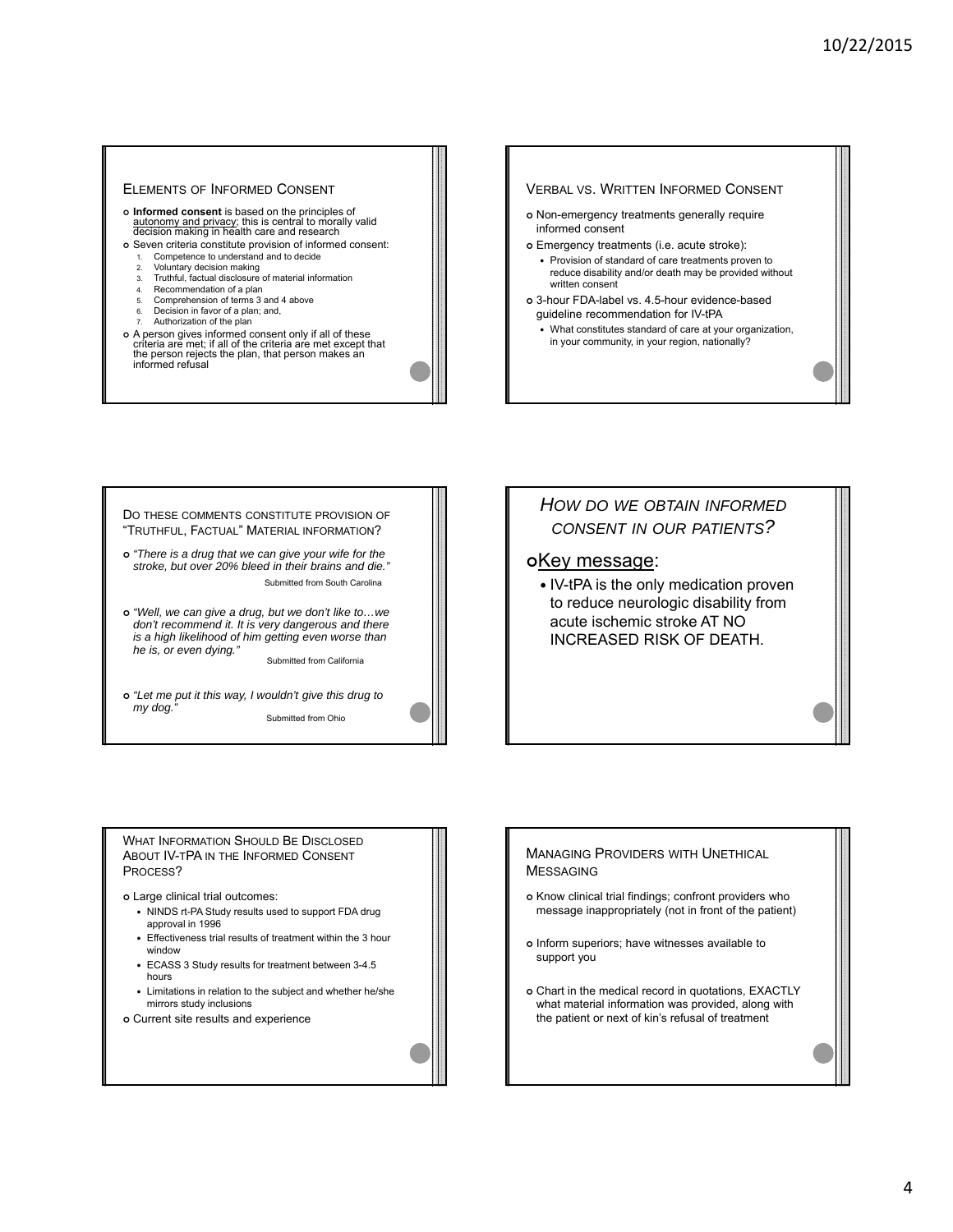## Elements of Informed Consent

- **Informed consent** is based on the principles of autonomy and privacy; this is central to morally valid decision making in health care and research
- Seven criteria constitute provision of informed consent:
  1. Competence to understand and to decide
  2. Voluntary decision making
  3. Truthful, factual disclosure of material information
  4. Recommendation of a plan
  5. Comprehension of terms 3 and 4 above
  6. Decision in favor of a plan; and,
  7. Authorization of the plan
- A person gives informed consent only if all of these criteria are met; if all of the criteria are met except that the person rejects the plan, that person makes an informed refusal

## Verbal vs. Written Informed Consent

- Non-emergency treatments generally require informed consent
- Emergency treatments (i.e. acute stroke):
  - Provision of standard of care treatments proven to reduce disability and/or death may be provided without written consent
- 3-hour FDA-label vs. 4.5-hour evidence-based guideline recommendation for IV-tPA
  - What constitutes standard of care at your organization, in your community, in your region, nationally?

## Do These Comments Constitute Provision of "Truthful, Factual" Material Information?

- *"There is a drug that we can give your wife for the stroke, but over 20% bleed in their brains and die."*

  Submitted from South Carolina

- *"Well, we can give a drug, but we don't like to…we don't recommend it. It is very dangerous and there is a high likelihood of him getting even worse than he is, or even dying."*

  Submitted from California

- *"Let me put it this way, I wouldn't give this drug to my dog."*

  Submitted from Ohio

## *How do we obtain informed consent in our patients?*

- Key message:
  - IV-tPA is the only medication proven to reduce neurologic disability from acute ischemic stroke AT NO INCREASED RISK OF DEATH.

## What Information Should Be Disclosed About IV-tPA in the Informed Consent Process?

- Large clinical trial outcomes:
  - NINDS rt-PA Study results used to support FDA drug approval in 1996
  - Effectiveness trial results of treatment within the 3 hour window
  - ECASS 3 Study results for treatment between 3-4.5 hours
  - Limitations in relation to the subject and whether he/she mirrors study inclusions
- Current site results and experience

## Managing Providers with Unethical Messaging

- Know clinical trial findings; confront providers who message inappropriately (not in front of the patient)
- Inform superiors; have witnesses available to support you
- Chart in the medical record in quotations, EXACTLY what material information was provided, along with the patient or next of kin's refusal of treatment